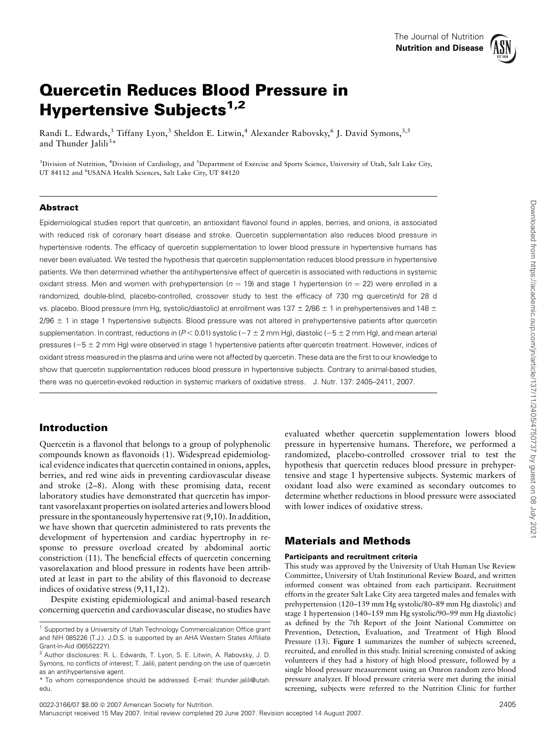# Quercetin Reduces Blood Pressure in Hypertensive Subjects[1,2]

Randi L. Edwards,[3] Tiffany Lyon,[3] Sheldon E. Litwin,[4] Alexander Rabovsky,[6] J. David Symons,[3,5] and Thunder Jalili[3]*

[3]Division of Nutrition, [4]Division of Cardiology, and [5]Department of Exercise and Sports Science, University of Utah, Salt Lake City, UT 84112 and [6]USANA Health Sciences, Salt Lake City, UT 84120

## Abstract

Epidemiological studies report that quercetin, an antioxidant flavonol found in apples, berries, and onions, is associated with reduced risk of coronary heart disease and stroke. Quercetin supplementation also reduces blood pressure in hypertensive rodents. The efficacy of quercetin supplementation to lower blood pressure in hypertensive humans has never been evaluated. We tested the hypothesis that quercetin supplementation reduces blood pressure in hypertensive patients. We then determined whether the antihypertensive effect of quercetin is associated with reductions in systemic oxidant stress. Men and women with prehypertension ($n = 19$) and stage 1 hypertension ($n = 22$) were enrolled in a randomized, double-blind, placebo-controlled, crossover study to test the efficacy of 730 mg quercetin/d for 28 d vs. placebo. Blood pressure (mm Hg, systolic/diastolic) at enrollment was $137 \pm 2/86 \pm 1$ in prehypertensives and $148 \pm 2/96 \pm 1$ in stage 1 hypertensive subjects. Blood pressure was not altered in prehypertensive patients after quercetin supplementation. In contrast, reductions in ($P < 0.01$) systolic ($-7 \pm 2$ mm Hg), diastolic ($-5 \pm 2$ mm Hg), and mean arterial pressures ($-5 \pm 2$ mm Hg) were observed in stage 1 hypertensive patients after quercetin treatment. However, indices of oxidant stress measured in the plasma and urine were not affected by quercetin. These data are the first to our knowledge to show that quercetin supplementation reduces blood pressure in hypertensive subjects. Contrary to animal-based studies, there was no quercetin-evoked reduction in systemic markers of oxidative stress. J. Nutr. 137: 2405–2411, 2007.

## Introduction

Quercetin is a flavonol that belongs to a group of polyphenolic compounds known as flavonoids (1). Widespread epidemiological evidence indicates that quercetin contained in onions, apples, berries, and red wine aids in preventing cardiovascular disease and stroke (2–8). Along with these promising data, recent laboratory studies have demonstrated that quercetin has important vasorelaxant properties on isolated arteries and lowers blood pressure in the spontaneously hypertensive rat (9,10). In addition, we have shown that quercetin administered to rats prevents the development of hypertension and cardiac hypertrophy in response to pressure overload created by abdominal aortic constriction (11). The beneficial effects of quercetin concerning vasorelaxation and blood pressure in rodents have been attributed at least in part to the ability of this flavonoid to decrease indices of oxidative stress (9,11,12).

Despite existing epidemiological and animal-based research concerning quercetin and cardiovascular disease, no studies have evaluated whether quercetin supplementation lowers blood pressure in hypertensive humans. Therefore, we performed a randomized, placebo-controlled crossover trial to test the hypothesis that quercetin reduces blood pressure in prehypertensive and stage 1 hypertensive subjects. Systemic markers of oxidant load also were examined as secondary outcomes to determine whether reductions in blood pressure were associated with lower indices of oxidative stress.

## Materials and Methods

### Participants and recruitment criteria

This study was approved by the University of Utah Human Use Review Committee, University of Utah Institutional Review Board, and written informed consent was obtained from each participant. Recruitment efforts in the greater Salt Lake City area targeted males and females with prehypertension (120–139 mm Hg systolic/80–89 mm Hg diastolic) and stage 1 hypertension (140–159 mm Hg systolic/90–99 mm Hg diastolic) as defined by the 7th Report of the Joint National Committee on Prevention, Detection, Evaluation, and Treatment of High Blood Pressure (13). **Figure 1** summarizes the number of subjects screened, recruited, and enrolled in this study. Initial screening consisted of asking volunteers if they had a history of high blood pressure, followed by a single blood pressure measurement using an Omron random zero blood pressure analyzer. If blood pressure criteria were met during the initial screening, subjects were referred to the Nutrition Clinic for further

---

[1] Supported by a University of Utah Technology Commercialization Office grant and NIH 085226 (T.J.). J.D.S. is supported by an AHA Western States Affiliate Grant-In-Aid (0655222Y).

[2] Author disclosures: R. L. Edwards, T. Lyon, S. E. Litwin, A. Rabovsky, J. D. Symons, no conflicts of interest; T. Jalili, patent pending on the use of quercetin as an antihypertensive agent.

* To whom correspondence should be addressed. E-mail: thunder.jalili@utah.edu.

0022-3166/07 $8.00 © 2007 American Society for Nutrition.

Manuscript received 15 May 2007. Initial review completed 20 June 2007. Revision accepted 14 August 2007.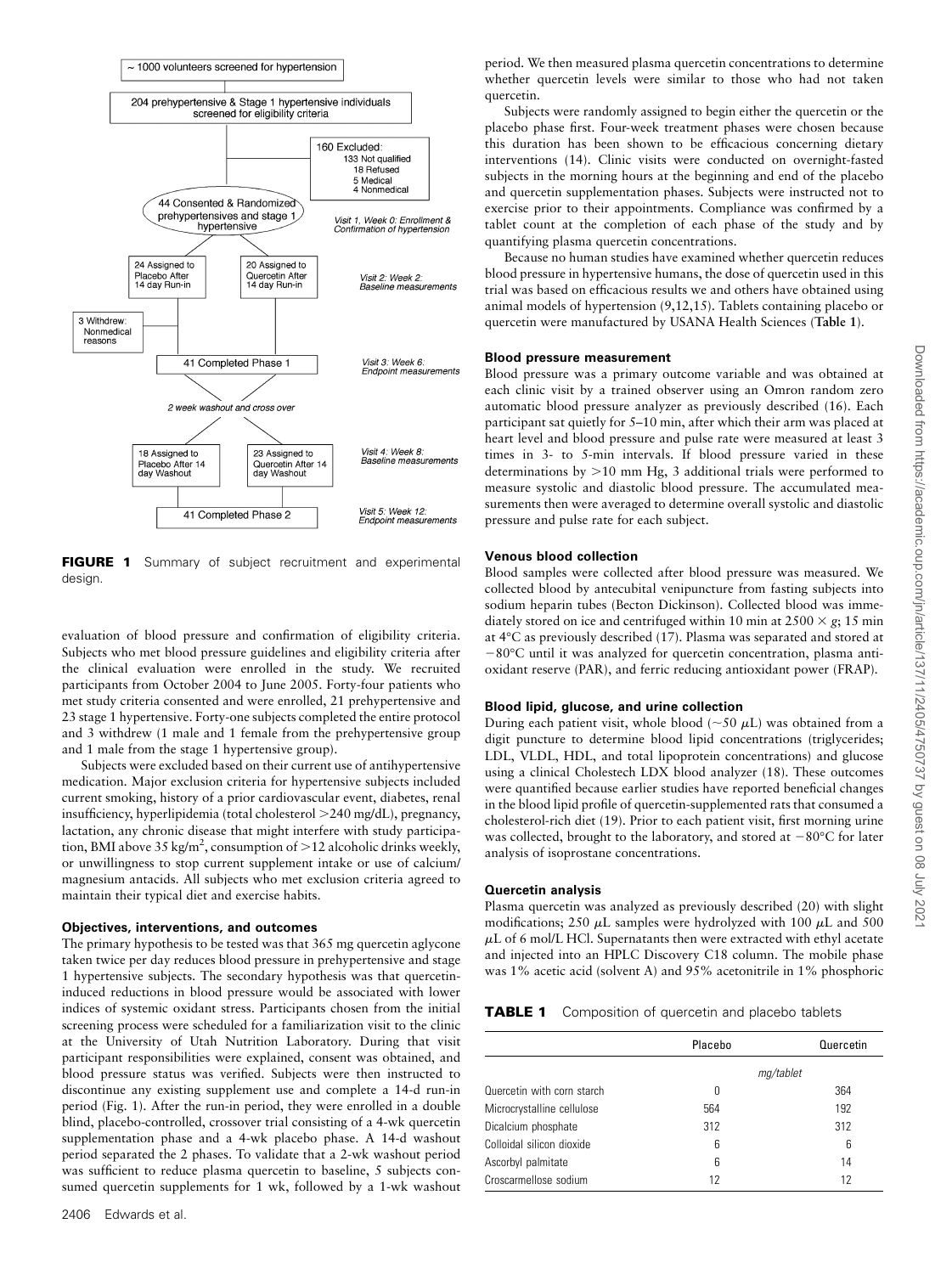FIGURE 1 Summary of subject recruitment and experimental design.

evaluation of blood pressure and confirmation of eligibility criteria. Subjects who met blood pressure guidelines and eligibility criteria after the clinical evaluation were enrolled in the study. We recruited participants from October 2004 to June 2005. Forty-four patients who met study criteria consented and were enrolled, 21 prehypertensive and 23 stage 1 hypertensive. Forty-one subjects completed the entire protocol and 3 withdrew (1 male and 1 female from the prehypertensive group and 1 male from the stage 1 hypertensive group).

Subjects were excluded based on their current use of antihypertensive medication. Major exclusion criteria for hypertensive subjects included current smoking, history of a prior cardiovascular event, diabetes, renal insufficiency, hyperlipidemia (total cholesterol >240 mg/dL), pregnancy, lactation, any chronic disease that might interfere with study participation, BMI above 35 kg/m$^2$, consumption of >12 alcoholic drinks weekly, or unwillingness to stop current supplement intake or use of calcium/magnesium antacids. All subjects who met exclusion criteria agreed to maintain their typical diet and exercise habits.

#### Objectives, interventions, and outcomes

The primary hypothesis to be tested was that 365 mg quercetin aglycone taken twice per day reduces blood pressure in prehypertensive and stage 1 hypertensive subjects. The secondary hypothesis was that quercetin-induced reductions in blood pressure would be associated with lower indices of systemic oxidant stress. Participants chosen from the initial screening process were scheduled for a familiarization visit to the clinic at the University of Utah Nutrition Laboratory. During that visit participant responsibilities were explained, consent was obtained, and blood pressure status was verified. Subjects were then instructed to discontinue any existing supplement use and complete a 14-d run-in period (Fig. 1). After the run-in period, they were enrolled in a double blind, placebo-controlled, crossover trial consisting of a 4-wk quercetin supplementation phase and a 4-wk placebo phase. A 14-d washout period separated the 2 phases. To validate that a 2-wk washout period was sufficient to reduce plasma quercetin to baseline, 5 subjects consumed quercetin supplements for 1 wk, followed by a 1-wk washout period. We then measured plasma quercetin concentrations to determine whether quercetin levels were similar to those who had not taken quercetin.

Subjects were randomly assigned to begin either the quercetin or the placebo phase first. Four-week treatment phases were chosen because this duration has been shown to be efficacious concerning dietary interventions (14). Clinic visits were conducted on overnight-fasted subjects in the morning hours at the beginning and end of the placebo and quercetin supplementation phases. Subjects were instructed not to exercise prior to their appointments. Compliance was confirmed by a tablet count at the completion of each phase of the study and by quantifying plasma quercetin concentrations.

Because no human studies have examined whether quercetin reduces blood pressure in hypertensive humans, the dose of quercetin used in this trial was based on efficacious results we and others have obtained using animal models of hypertension (9,12,15). Tablets containing placebo or quercetin were manufactured by USANA Health Sciences (**Table 1**).

#### Blood pressure measurement

Blood pressure was a primary outcome variable and was obtained at each clinic visit by a trained observer using an Omron random zero automatic blood pressure analyzer as previously described (16). Each participant sat quietly for 5–10 min, after which their arm was placed at heart level and blood pressure and pulse rate were measured at least 3 times in 3- to 5-min intervals. If blood pressure varied in these determinations by >10 mm Hg, 3 additional trials were performed to measure systolic and diastolic blood pressure. The accumulated measurements then were averaged to determine overall systolic and diastolic pressure and pulse rate for each subject.

#### Venous blood collection

Blood samples were collected after blood pressure was measured. We collected blood by antecubital venipuncture from fasting subjects into sodium heparin tubes (Becton Dickinson). Collected blood was immediately stored on ice and centrifuged within 10 min at 2500 × $g$; 15 min at 4°C as previously described (17). Plasma was separated and stored at −80°C until it was analyzed for quercetin concentration, plasma antioxidant reserve (PAR), and ferric reducing antioxidant power (FRAP).

#### Blood lipid, glucose, and urine collection

During each patient visit, whole blood (~50 μL) was obtained from a digit puncture to determine blood lipid concentrations (triglycerides; LDL, VLDL, HDL, and total lipoprotein concentrations) and glucose using a clinical Cholestech LDX blood analyzer (18). These outcomes were quantified because earlier studies have reported beneficial changes in the blood lipid profile of quercetin-supplemented rats that consumed a cholesterol-rich diet (19). Prior to each patient visit, first morning urine was collected, brought to the laboratory, and stored at −80°C for later analysis of isoprostane concentrations.

#### Quercetin analysis

Plasma quercetin was analyzed as previously described (20) with slight modifications; 250 μL samples were hydrolyzed with 100 μL and 500 μL of 6 mol/L HCl. Supernatants then were extracted with ethyl acetate and injected into an HPLC Discovery C18 column. The mobile phase was 1% acetic acid (solvent A) and 95% acetonitrile in 1% phosphoric

**TABLE 1** Composition of quercetin and placebo tablets

| | Placebo | Quercetin |
|---|---|---|
| | *mg/tablet* | |
| Quercetin with corn starch | 0 | 364 |
| Microcrystalline cellulose | 564 | 192 |
| Dicalcium phosphate | 312 | 312 |
| Colloidal silicon dioxide | 6 | 6 |
| Ascorbyl palmitate | 6 | 14 |
| Croscarmellose sodium | 12 | 12 |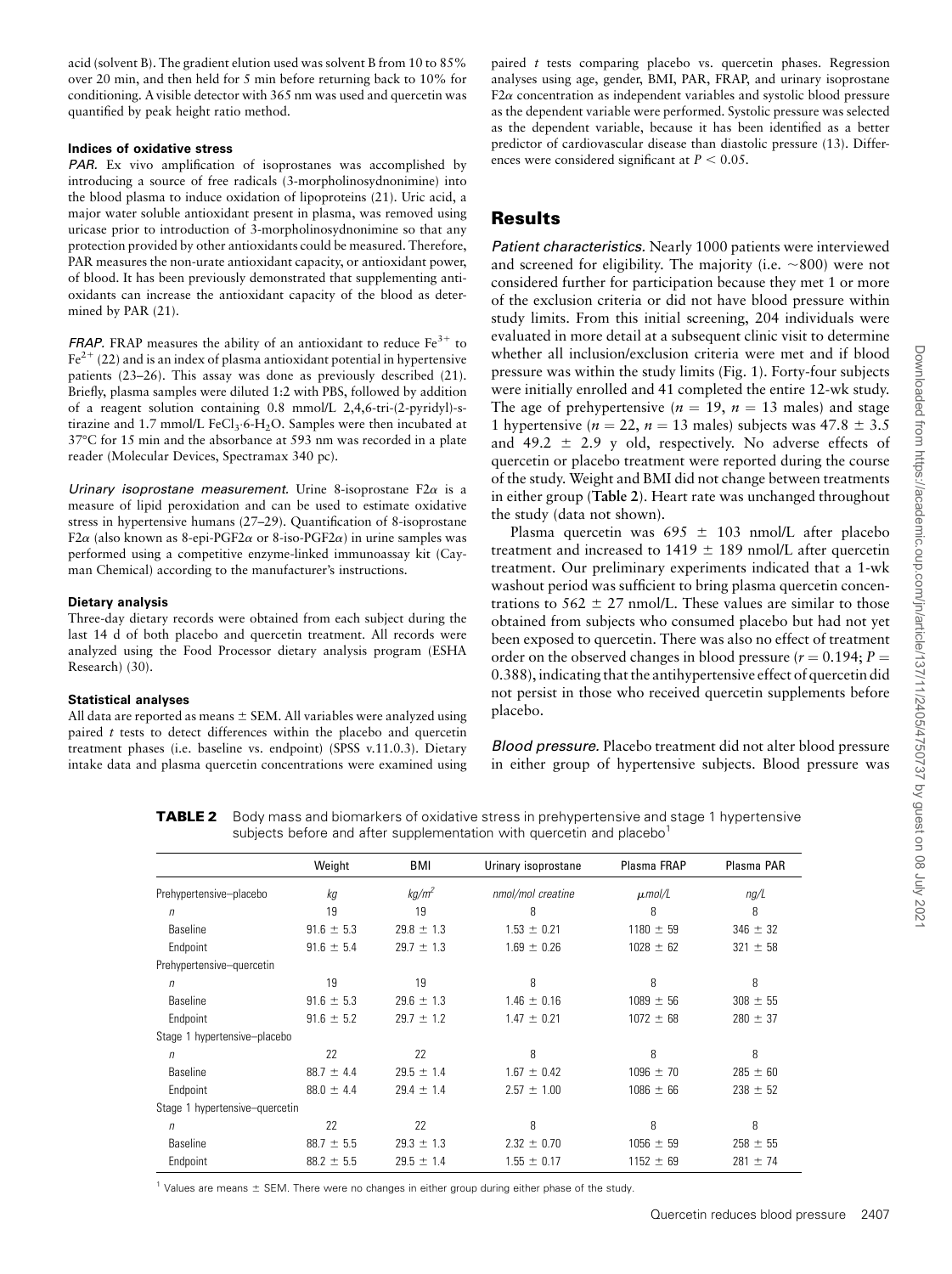acid (solvent B). The gradient elution used was solvent B from 10 to 85% over 20 min, and then held for 5 min before returning back to 10% for conditioning. A visible detector with 365 nm was used and quercetin was quantified by peak height ratio method.

#### Indices of oxidative stress

*PAR.* Ex vivo amplification of isoprostanes was accomplished by introducing a source of free radicals (3-morpholinosydnonimine) into the blood plasma to induce oxidation of lipoproteins (21). Uric acid, a major water soluble antioxidant present in plasma, was removed using uricase prior to introduction of 3-morpholinosydnonimine so that any protection provided by other antioxidants could be measured. Therefore, PAR measures the non-urate antioxidant capacity, or antioxidant power, of blood. It has been previously demonstrated that supplementing antioxidants can increase the antioxidant capacity of the blood as determined by PAR (21).

*FRAP.* FRAP measures the ability of an antioxidant to reduce $Fe^{3+}$ to $Fe^{2+}$ (22) and is an index of plasma antioxidant potential in hypertensive patients (23–26). This assay was done as previously described (21). Briefly, plasma samples were diluted 1:2 with PBS, followed by addition of a reagent solution containing 0.8 mmol/L 2,4,6-tri-(2-pyridyl)-s-tirazine and 1.7 mmol/L $FeCl_3{\cdot}6\text{-}H_2O$. Samples were then incubated at 37°C for 15 min and the absorbance at 593 nm was recorded in a plate reader (Molecular Devices, Spectramax 340 pc).

*Urinary isoprostane measurement.* Urine 8-isoprostane F2α is a measure of lipid peroxidation and can be used to estimate oxidative stress in hypertensive humans (27–29). Quantification of 8-isoprostane F2α (also known as 8-epi-PGF2α or 8-iso-PGF2α) in urine samples was performed using a competitive enzyme-linked immunoassay kit (Cayman Chemical) according to the manufacturer's instructions.

#### Dietary analysis

Three-day dietary records were obtained from each subject during the last 14 d of both placebo and quercetin treatment. All records were analyzed using the Food Processor dietary analysis program (ESHA Research) (30).

#### Statistical analyses

All data are reported as means ± SEM. All variables were analyzed using paired *t* tests to detect differences within the placebo and quercetin treatment phases (i.e. baseline vs. endpoint) (SPSS v.11.0.3). Dietary intake data and plasma quercetin concentrations were examined using paired *t* tests comparing placebo vs. quercetin phases. Regression analyses using age, gender, BMI, PAR, FRAP, and urinary isoprostane F2α concentration as independent variables and systolic blood pressure as the dependent variable were performed. Systolic pressure was selected as the dependent variable, because it has been identified as a better predictor of cardiovascular disease than diastolic pressure (13). Differences were considered significant at $P < 0.05$.

## Results

*Patient characteristics.* Nearly 1000 patients were interviewed and screened for eligibility. The majority (i.e. ~800) were not considered further for participation because they met 1 or more of the exclusion criteria or did not have blood pressure within study limits. From this initial screening, 204 individuals were evaluated in more detail at a subsequent clinic visit to determine whether all inclusion/exclusion criteria were met and if blood pressure was within the study limits (Fig. 1). Forty-four subjects were initially enrolled and 41 completed the entire 12-wk study. The age of prehypertensive ($n = 19$, $n = 13$ males) and stage 1 hypertensive ($n = 22$, $n = 13$ males) subjects was 47.8 ± 3.5 and 49.2 ± 2.9 y old, respectively. No adverse effects of quercetin or placebo treatment were reported during the course of the study. Weight and BMI did not change between treatments in either group (**Table 2**). Heart rate was unchanged throughout the study (data not shown).

Plasma quercetin was 695 ± 103 nmol/L after placebo treatment and increased to 1419 ± 189 nmol/L after quercetin treatment. Our preliminary experiments indicated that a 1-wk washout period was sufficient to bring plasma quercetin concentrations to 562 ± 27 nmol/L. These values are similar to those obtained from subjects who consumed placebo but had not yet been exposed to quercetin. There was also no effect of treatment order on the observed changes in blood pressure ($r = 0.194$; $P = 0.388$), indicating that the antihypertensive effect of quercetin did not persist in those who received quercetin supplements before placebo.

*Blood pressure.* Placebo treatment did not alter blood pressure in either group of hypertensive subjects. Blood pressure was

**TABLE 2** Body mass and biomarkers of oxidative stress in prehypertensive and stage 1 hypertensive subjects before and after supplementation with quercetin and placebo[1]

| | Weight | BMI | Urinary isoprostane | Plasma FRAP | Plasma PAR |
|---|---|---|---|---|---|
| Prehypertensive–placebo | *kg* | *kg/m²* | *nmol/mol creatine* | *μmol/L* | *ng/L* |
| *n* | 19 | 19 | 8 | 8 | 8 |
| Baseline | 91.6 ± 5.3 | 29.8 ± 1.3 | 1.53 ± 0.21 | 1180 ± 59 | 346 ± 32 |
| Endpoint | 91.6 ± 5.4 | 29.7 ± 1.3 | 1.69 ± 0.26 | 1028 ± 62 | 321 ± 58 |
| Prehypertensive–quercetin | | | | | |
| *n* | 19 | 19 | 8 | 8 | 8 |
| Baseline | 91.6 ± 5.3 | 29.6 ± 1.3 | 1.46 ± 0.16 | 1089 ± 56 | 308 ± 55 |
| Endpoint | 91.6 ± 5.2 | 29.7 ± 1.2 | 1.47 ± 0.21 | 1072 ± 68 | 280 ± 37 |
| Stage 1 hypertensive–placebo | | | | | |
| *n* | 22 | 22 | 8 | 8 | 8 |
| Baseline | 88.7 ± 4.4 | 29.5 ± 1.4 | 1.67 ± 0.42 | 1096 ± 70 | 285 ± 60 |
| Endpoint | 88.0 ± 4.4 | 29.4 ± 1.4 | 2.57 ± 1.00 | 1086 ± 66 | 238 ± 52 |
| Stage 1 hypertensive–quercetin | | | | | |
| *n* | 22 | 22 | 8 | 8 | 8 |
| Baseline | 88.7 ± 5.5 | 29.3 ± 1.3 | 2.32 ± 0.70 | 1056 ± 59 | 258 ± 55 |
| Endpoint | 88.2 ± 5.5 | 29.5 ± 1.4 | 1.55 ± 0.17 | 1152 ± 69 | 281 ± 74 |

[1] Values are means ± SEM. There were no changes in either group during either phase of the study.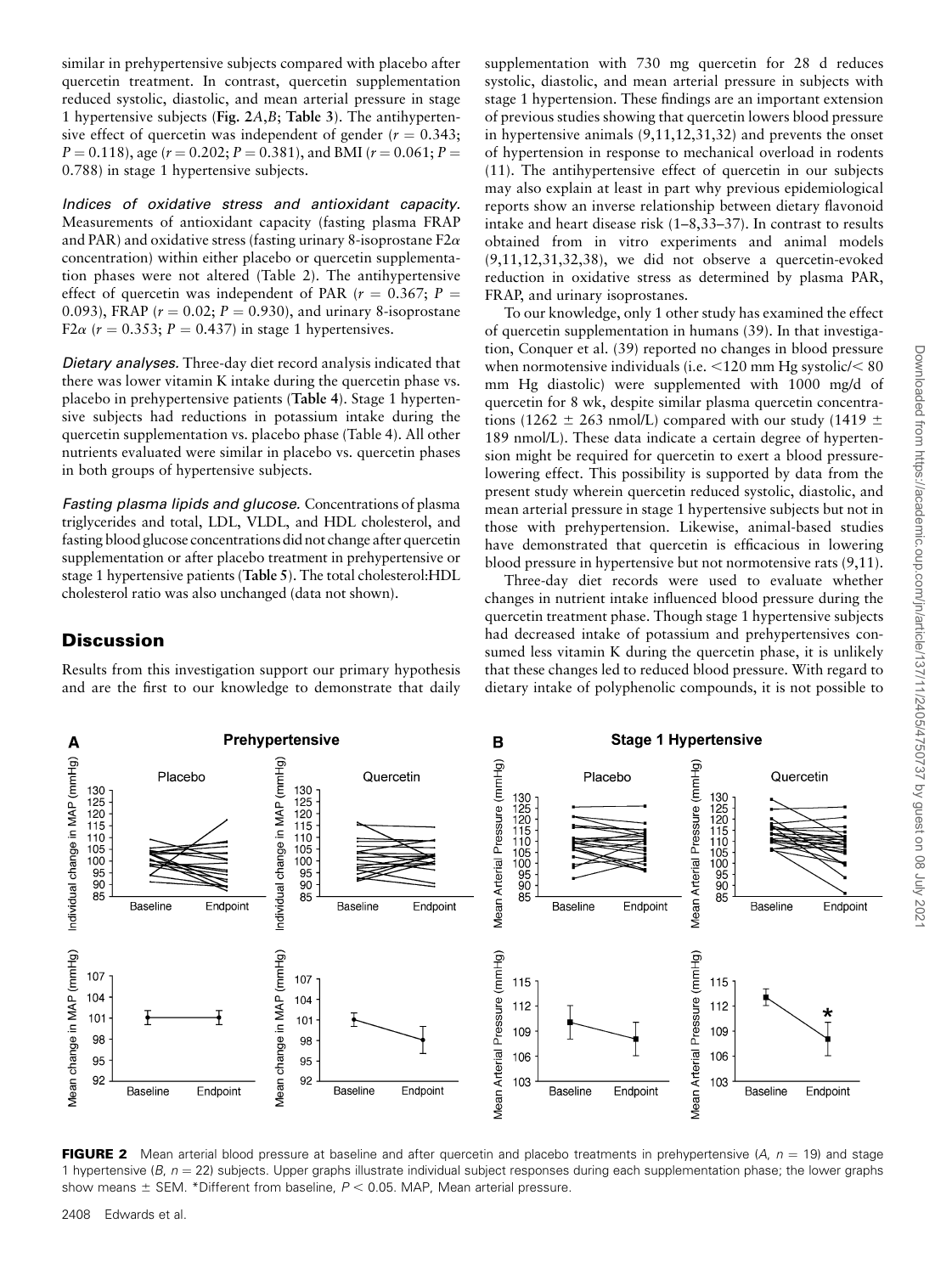similar in prehypertensive subjects compared with placebo after quercetin treatment. In contrast, quercetin supplementation reduced systolic, diastolic, and mean arterial pressure in stage 1 hypertensive subjects (**Fig. 2A,B; Table 3**). The antihypertensive effect of quercetin was independent of gender ($r = 0.343$; $P = 0.118$), age ($r = 0.202$; $P = 0.381$), and BMI ($r = 0.061$; $P = 0.788$) in stage 1 hypertensive subjects.

*Indices of oxidative stress and antioxidant capacity.* Measurements of antioxidant capacity (fasting plasma FRAP and PAR) and oxidative stress (fasting urinary 8-isoprostane F2$\alpha$ concentration) within either placebo or quercetin supplementation phases were not altered (Table 2). The antihypertensive effect of quercetin was independent of PAR ($r = 0.367$; $P = 0.093$), FRAP ($r = 0.02$; $P = 0.930$), and urinary 8-isoprostane F2$\alpha$ ($r = 0.353$; $P = 0.437$) in stage 1 hypertensives.

*Dietary analyses.* Three-day diet record analysis indicated that there was lower vitamin K intake during the quercetin phase vs. placebo in prehypertensive patients (**Table 4**). Stage 1 hypertensive subjects had reductions in potassium intake during the quercetin supplementation vs. placebo phase (Table 4). All other nutrients evaluated were similar in placebo vs. quercetin phases in both groups of hypertensive subjects.

*Fasting plasma lipids and glucose.* Concentrations of plasma triglycerides and total, LDL, VLDL, and HDL cholesterol, and fasting blood glucose concentrations did not change after quercetin supplementation or after placebo treatment in prehypertensive or stage 1 hypertensive patients (**Table 5**). The total cholesterol:HDL cholesterol ratio was also unchanged (data not shown).

## Discussion

Results from this investigation support our primary hypothesis and are the first to our knowledge to demonstrate that daily supplementation with 730 mg quercetin for 28 d reduces systolic, diastolic, and mean arterial pressure in subjects with stage 1 hypertension. These findings are an important extension of previous studies showing that quercetin lowers blood pressure in hypertensive animals (9,11,12,31,32) and prevents the onset of hypertension in response to mechanical overload in rodents (11). The antihypertensive effect of quercetin in our subjects may also explain at least in part why previous epidemiological reports show an inverse relationship between dietary flavonoid intake and heart disease risk (1–8,33–37). In contrast to results obtained from in vitro experiments and animal models (9,11,12,31,32,38), we did not observe a quercetin-evoked reduction in oxidative stress as determined by plasma PAR, FRAP, and urinary isoprostanes.

To our knowledge, only 1 other study has examined the effect of quercetin supplementation in humans (39). In that investigation, Conquer et al. (39) reported no changes in blood pressure when normotensive individuals (i.e. <120 mm Hg systolic/< 80 mm Hg diastolic) were supplemented with 1000 mg/d of quercetin for 8 wk, despite similar plasma quercetin concentrations (1262 ± 263 nmol/L) compared with our study (1419 ± 189 nmol/L). These data indicate a certain degree of hypertension might be required for quercetin to exert a blood pressure-lowering effect. This possibility is supported by data from the present study wherein quercetin reduced systolic, diastolic, and mean arterial pressure in stage 1 hypertensive subjects but not in those with prehypertension. Likewise, animal-based studies have demonstrated that quercetin is efficacious in lowering blood pressure in hypertensive but not normotensive rats (9,11).

Three-day diet records were used to evaluate whether changes in nutrient intake influenced blood pressure during the quercetin treatment phase. Though stage 1 hypertensive subjects had decreased intake of potassium and prehypertensives consumed less vitamin K during the quercetin phase, it is unlikely that these changes led to reduced blood pressure. With regard to dietary intake of polyphenolic compounds, it is not possible to

**FIGURE 2** Mean arterial blood pressure at baseline and after quercetin and placebo treatments in prehypertensive (*A*, $n = 19$) and stage 1 hypertensive (*B*, $n = 22$) subjects. Upper graphs illustrate individual subject responses during each supplementation phase; the lower graphs show means ± SEM. *Different from baseline, $P < 0.05$. MAP, Mean arterial pressure.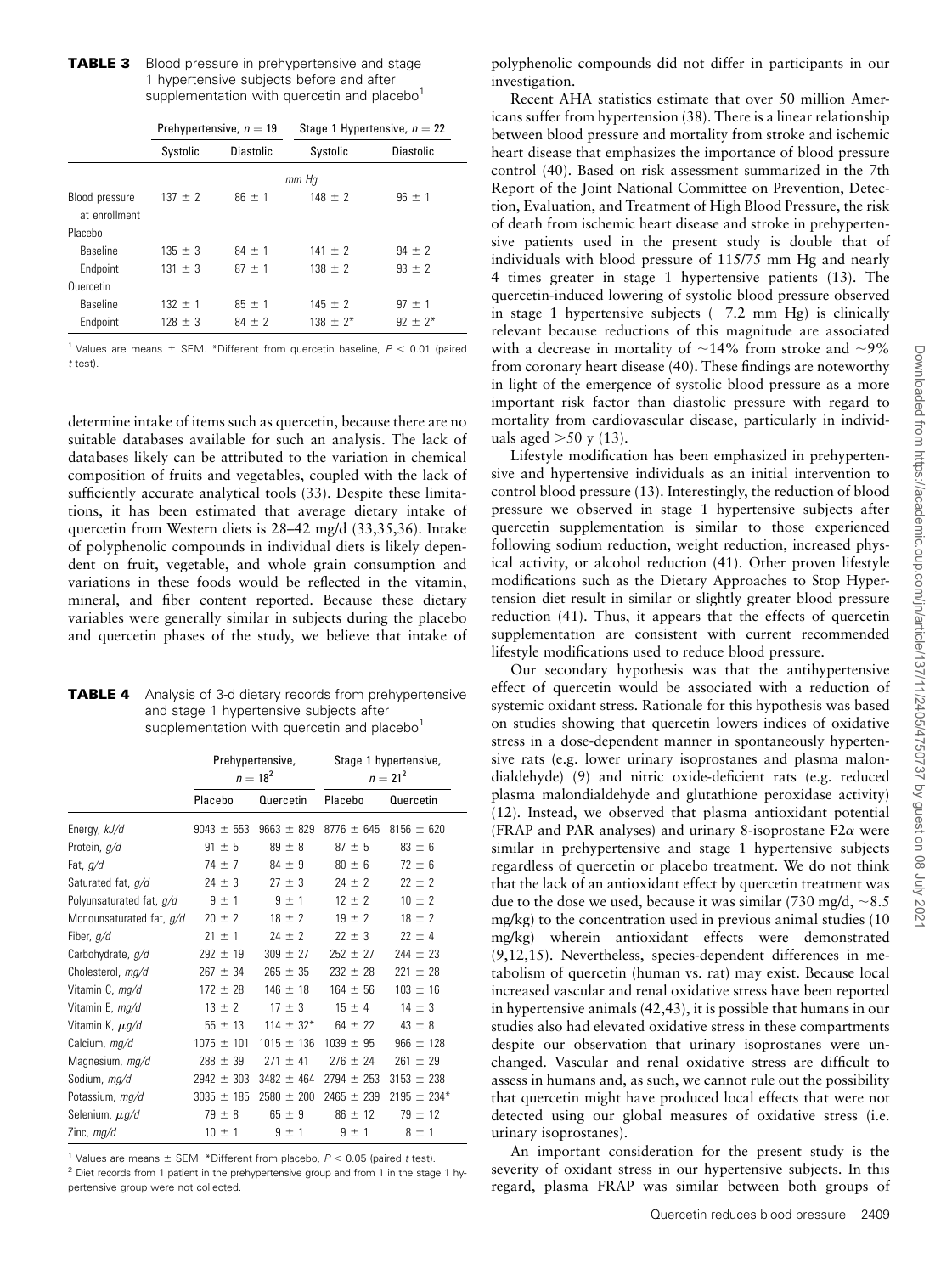**TABLE 3** Blood pressure in prehypertensive and stage 1 hypertensive subjects before and after supplementation with quercetin and placebo[1]

| | Prehypertensive, $n = 19$ | | Stage 1 Hypertensive, $n = 22$ | |
|---|---|---|---|---|
| | Systolic | Diastolic | Systolic | Diastolic |
| | *mm Hg* | | | |
| Blood pressure at enrollment | 137 ± 2 | 86 ± 1 | 148 ± 2 | 96 ± 1 |
| Placebo | | | | |
| Baseline | 135 ± 3 | 84 ± 1 | 141 ± 2 | 94 ± 2 |
| Endpoint | 131 ± 3 | 87 ± 1 | 138 ± 2 | 93 ± 2 |
| Quercetin | | | | |
| Baseline | 132 ± 1 | 85 ± 1 | 145 ± 2 | 97 ± 1 |
| Endpoint | 128 ± 3 | 84 ± 2 | 138 ± 2* | 92 ± 2* |

[1] Values are means ± SEM. *Different from quercetin baseline, $P < 0.01$ (paired *t* test).

determine intake of items such as quercetin, because there are no suitable databases available for such an analysis. The lack of databases likely can be attributed to the variation in chemical composition of fruits and vegetables, coupled with the lack of sufficiently accurate analytical tools (33). Despite these limitations, it has been estimated that average dietary intake of quercetin from Western diets is 28–42 mg/d (33,35,36). Intake of polyphenolic compounds in individual diets is likely dependent on fruit, vegetable, and whole grain consumption and variations in these foods would be reflected in the vitamin, mineral, and fiber content reported. Because these dietary variables were generally similar in subjects during the placebo and quercetin phases of the study, we believe that intake of polyphenolic compounds did not differ in participants in our investigation.

**TABLE 4** Analysis of 3-d dietary records from prehypertensive and stage 1 hypertensive subjects after supplementation with quercetin and placebo[1]

| | Prehypertensive, $n = 18$[2] | | Stage 1 hypertensive, $n = 21$[2] | |
|---|---|---|---|---|
| | Placebo | Quercetin | Placebo | Quercetin |
| Energy, *kJ/d* | 9043 ± 553 | 9663 ± 829 | 8776 ± 645 | 8156 ± 620 |
| Protein, *g/d* | 91 ± 5 | 89 ± 8 | 87 ± 5 | 83 ± 6 |
| Fat, *g/d* | 74 ± 7 | 84 ± 9 | 80 ± 6 | 72 ± 6 |
| Saturated fat, *g/d* | 24 ± 3 | 27 ± 3 | 24 ± 2 | 22 ± 2 |
| Polyunsaturated fat, *g/d* | 9 ± 1 | 9 ± 1 | 12 ± 2 | 10 ± 2 |
| Monounsaturated fat, *g/d* | 20 ± 2 | 18 ± 2 | 19 ± 2 | 18 ± 2 |
| Fiber, *g/d* | 21 ± 1 | 24 ± 2 | 22 ± 3 | 22 ± 4 |
| Carbohydrate, *g/d* | 292 ± 19 | 309 ± 27 | 252 ± 27 | 244 ± 23 |
| Cholesterol, *mg/d* | 267 ± 34 | 265 ± 35 | 232 ± 28 | 221 ± 28 |
| Vitamin C, *mg/d* | 172 ± 28 | 146 ± 18 | 164 ± 56 | 103 ± 16 |
| Vitamin E, *mg/d* | 13 ± 2 | 17 ± 3 | 15 ± 4 | 14 ± 3 |
| Vitamin K, *μg/d* | 55 ± 13 | 114 ± 32* | 64 ± 22 | 43 ± 8 |
| Calcium, *mg/d* | 1075 ± 101 | 1015 ± 136 | 1039 ± 95 | 966 ± 128 |
| Magnesium, *mg/d* | 288 ± 39 | 271 ± 41 | 276 ± 24 | 261 ± 29 |
| Sodium, *mg/d* | 2942 ± 303 | 3482 ± 464 | 2794 ± 253 | 3153 ± 238 |
| Potassium, *mg/d* | 3035 ± 185 | 2580 ± 200 | 2465 ± 239 | 2195 ± 234* |
| Selenium, *μg/d* | 79 ± 8 | 65 ± 9 | 86 ± 12 | 79 ± 12 |
| Zinc, *mg/d* | 10 ± 1 | 9 ± 1 | 9 ± 1 | 8 ± 1 |

[1] Values are means ± SEM. *Different from placebo, $P < 0.05$ (paired *t* test).
[2] Diet records from 1 patient in the prehypertensive group and from 1 in the stage 1 hypertensive group were not collected.

Recent AHA statistics estimate that over 50 million Americans suffer from hypertension (38). There is a linear relationship between blood pressure and mortality from stroke and ischemic heart disease that emphasizes the importance of blood pressure control (40). Based on risk assessment summarized in the 7th Report of the Joint National Committee on Prevention, Detection, Evaluation, and Treatment of High Blood Pressure, the risk of death from ischemic heart disease and stroke in prehypertensive patients used in the present study is double that of individuals with blood pressure of 115/75 mm Hg and nearly 4 times greater in stage 1 hypertensive patients (13). The quercetin-induced lowering of systolic blood pressure observed in stage 1 hypertensive subjects (−7.2 mm Hg) is clinically relevant because reductions of this magnitude are associated with a decrease in mortality of ~14% from stroke and ~9% from coronary heart disease (40). These findings are noteworthy in light of the emergence of systolic blood pressure as a more important risk factor than diastolic pressure with regard to mortality from cardiovascular disease, particularly in individuals aged >50 y (13).

Lifestyle modification has been emphasized in prehypertensive and hypertensive individuals as an initial intervention to control blood pressure (13). Interestingly, the reduction of blood pressure we observed in stage 1 hypertensive subjects after quercetin supplementation is similar to those experienced following sodium reduction, weight reduction, increased physical activity, or alcohol reduction (41). Other proven lifestyle modifications such as the Dietary Approaches to Stop Hypertension diet result in similar or slightly greater blood pressure reduction (41). Thus, it appears that the effects of quercetin supplementation are consistent with current recommended lifestyle modifications used to reduce blood pressure.

Our secondary hypothesis was that the antihypertensive effect of quercetin would be associated with a reduction of systemic oxidant stress. Rationale for this hypothesis was based on studies showing that quercetin lowers indices of oxidative stress in a dose-dependent manner in spontaneously hypertensive rats (e.g. lower urinary isoprostanes and plasma malondialdehyde) (9) and nitric oxide-deficient rats (e.g. reduced plasma malondialdehyde and glutathione peroxidase activity) (12). Instead, we observed that plasma antioxidant potential (FRAP and PAR analyses) and urinary 8-isoprostane F2$\alpha$ were similar in prehypertensive and stage 1 hypertensive subjects regardless of quercetin or placebo treatment. We do not think that the lack of an antioxidant effect by quercetin treatment was due to the dose we used, because it was similar (730 mg/d, ~8.5 mg/kg) to the concentration used in previous animal studies (10 mg/kg) wherein antioxidant effects were demonstrated (9,12,15). Nevertheless, species-dependent differences in metabolism of quercetin (human vs. rat) may exist. Because local increased vascular and renal oxidative stress have been reported in hypertensive animals (42,43), it is possible that humans in our studies also had elevated oxidative stress in these compartments despite our observation that urinary isoprostanes were unchanged. Vascular and renal oxidative stress are difficult to assess in humans and, as such, we cannot rule out the possibility that quercetin might have produced local effects that were not detected using our global measures of oxidative stress (i.e. urinary isoprostanes).

An important consideration for the present study is the severity of oxidant stress in our hypertensive subjects. In this regard, plasma FRAP was similar between both groups of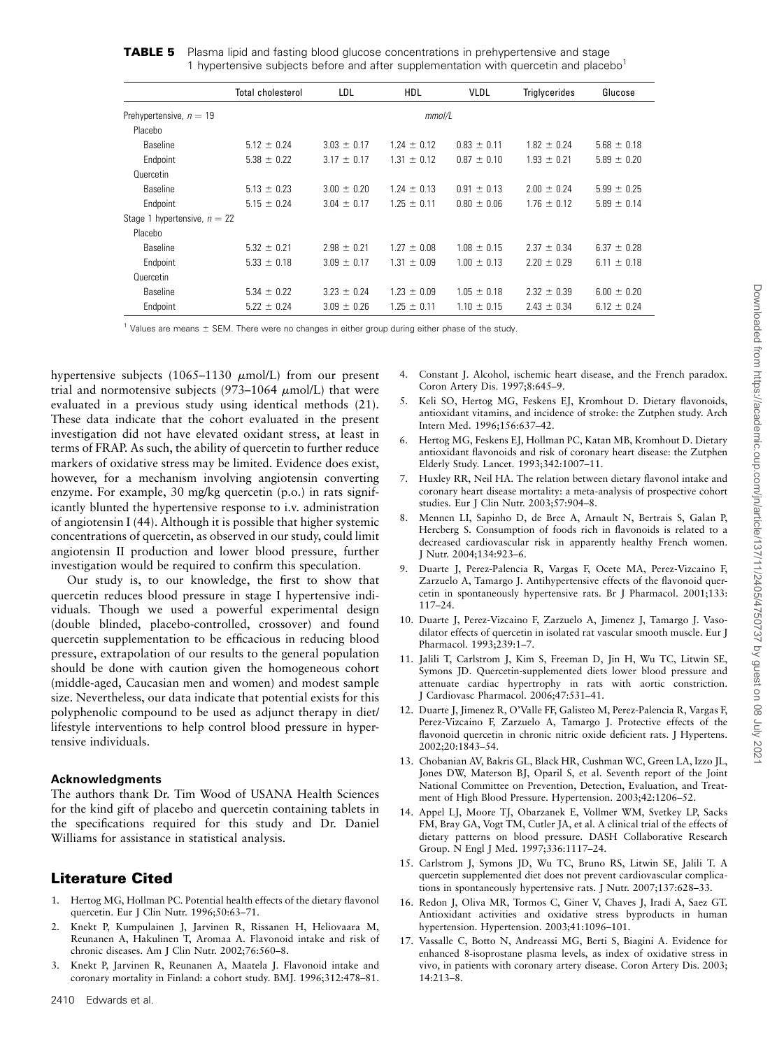**TABLE 5** Plasma lipid and fasting blood glucose concentrations in prehypertensive and stage 1 hypertensive subjects before and after supplementation with quercetin and placebo[1]

| | Total cholesterol | LDL | HDL | VLDL | Triglycerides | Glucose |
|---|---|---|---|---|---|---|
| Prehypertensive, $n = 19$ | | | *mmol/L* | | | |
| Placebo | | | | | | |
| Baseline | 5.12 ± 0.24 | 3.03 ± 0.17 | 1.24 ± 0.12 | 0.83 ± 0.11 | 1.82 ± 0.24 | 5.68 ± 0.18 |
| Endpoint | 5.38 ± 0.22 | 3.17 ± 0.17 | 1.31 ± 0.12 | 0.87 ± 0.10 | 1.93 ± 0.21 | 5.89 ± 0.20 |
| Quercetin | | | | | | |
| Baseline | 5.13 ± 0.23 | 3.00 ± 0.20 | 1.24 ± 0.13 | 0.91 ± 0.13 | 2.00 ± 0.24 | 5.99 ± 0.25 |
| Endpoint | 5.15 ± 0.24 | 3.04 ± 0.17 | 1.25 ± 0.11 | 0.80 ± 0.06 | 1.76 ± 0.12 | 5.89 ± 0.14 |
| Stage 1 hypertensive, $n = 22$ | | | | | | |
| Placebo | | | | | | |
| Baseline | 5.32 ± 0.21 | 2.98 ± 0.21 | 1.27 ± 0.08 | 1.08 ± 0.15 | 2.37 ± 0.34 | 6.37 ± 0.28 |
| Endpoint | 5.33 ± 0.18 | 3.09 ± 0.17 | 1.31 ± 0.09 | 1.00 ± 0.13 | 2.20 ± 0.29 | 6.11 ± 0.18 |
| Quercetin | | | | | | |
| Baseline | 5.34 ± 0.22 | 3.23 ± 0.24 | 1.23 ± 0.09 | 1.05 ± 0.18 | 2.32 ± 0.39 | 6.00 ± 0.20 |
| Endpoint | 5.22 ± 0.24 | 3.09 ± 0.26 | 1.25 ± 0.11 | 1.10 ± 0.15 | 2.43 ± 0.34 | 6.12 ± 0.24 |

[1] Values are means ± SEM. There were no changes in either group during either phase of the study.

hypertensive subjects (1065–1130 μmol/L) from our present trial and normotensive subjects (973–1064 μmol/L) that were evaluated in a previous study using identical methods (21). These data indicate that the cohort evaluated in the present investigation did not have elevated oxidant stress, at least in terms of FRAP. As such, the ability of quercetin to further reduce markers of oxidative stress may be limited. Evidence does exist, however, for a mechanism involving angiotensin converting enzyme. For example, 30 mg/kg quercetin (p.o.) in rats significantly blunted the hypertensive response to i.v. administration of angiotensin I (44). Although it is possible that higher systemic concentrations of quercetin, as observed in our study, could limit angiotensin II production and lower blood pressure, further investigation would be required to confirm this speculation.

Our study is, to our knowledge, the first to show that quercetin reduces blood pressure in stage I hypertensive individuals. Though we used a powerful experimental design (double blinded, placebo-controlled, crossover) and found quercetin supplementation to be efficacious in reducing blood pressure, extrapolation of our results to the general population should be done with caution given the homogeneous cohort (middle-aged, Caucasian men and women) and modest sample size. Nevertheless, our data indicate that potential exists for this polyphenolic compound to be used as adjunct therapy in diet/lifestyle interventions to help control blood pressure in hypertensive individuals.

### Acknowledgments

The authors thank Dr. Tim Wood of USANA Health Sciences for the kind gift of placebo and quercetin containing tablets in the specifications required for this study and Dr. Daniel Williams for assistance in statistical analysis.

## Literature Cited

1. Hertog MG, Hollman PC. Potential health effects of the dietary flavonol quercetin. Eur J Clin Nutr. 1996;50:63–71.
2. Knekt P, Kumpulainen J, Jarvinen R, Rissanen H, Heliovaara M, Reunanen A, Hakulinen T, Aromaa A. Flavonoid intake and risk of chronic diseases. Am J Clin Nutr. 2002;76:560–8.
3. Knekt P, Jarvinen R, Reunanen A, Maatela J. Flavonoid intake and coronary mortality in Finland: a cohort study. BMJ. 1996;312:478–81.
4. Constant J. Alcohol, ischemic heart disease, and the French paradox. Coron Artery Dis. 1997;8:645–9.
5. Keli SO, Hertog MG, Feskens EJ, Kromhout D. Dietary flavonoids, antioxidant vitamins, and incidence of stroke: the Zutphen study. Arch Intern Med. 1996;156:637–42.
6. Hertog MG, Feskens EJ, Hollman PC, Katan MB, Kromhout D. Dietary antioxidant flavonoids and risk of coronary heart disease: the Zutphen Elderly Study. Lancet. 1993;342:1007–11.
7. Huxley RR, Neil HA. The relation between dietary flavonol intake and coronary heart disease mortality: a meta-analysis of prospective cohort studies. Eur J Clin Nutr. 2003;57:904–8.
8. Mennen LI, Sapinho D, de Bree A, Arnault N, Bertrais S, Galan P, Hercberg S. Consumption of foods rich in flavonoids is related to a decreased cardiovascular risk in apparently healthy French women. J Nutr. 2004;134:923–6.
9. Duarte J, Perez-Palencia R, Vargas F, Ocete MA, Perez-Vizcaino F, Zarzuelo A, Tamargo J. Antihypertensive effects of the flavonoid quercetin in spontaneously hypertensive rats. Br J Pharmacol. 2001;133: 117–24.
10. Duarte J, Perez-Vizcaino F, Zarzuelo A, Jimenez J, Tamargo J. Vasodilator effects of quercetin in isolated rat vascular smooth muscle. Eur J Pharmacol. 1993;239:1–7.
11. Jalili T, Carlstrom J, Kim S, Freeman D, Jin H, Wu TC, Litwin SE, Symons JD. Quercetin-supplemented diets lower blood pressure and attenuate cardiac hypertrophy in rats with aortic constriction. J Cardiovasc Pharmacol. 2006;47:531–41.
12. Duarte J, Jimenez R, O'Valle FF, Galisteo M, Perez-Palencia R, Vargas F, Perez-Vizcaino F, Zarzuelo A, Tamargo J. Protective effects of the flavonoid quercetin in chronic nitric oxide deficient rats. J Hypertens. 2002;20:1843–54.
13. Chobanian AV, Bakris GL, Black HR, Cushman WC, Green LA, Izzo JL, Jones DW, Materson BJ, Oparil S, et al. Seventh report of the Joint National Committee on Prevention, Detection, Evaluation, and Treatment of High Blood Pressure. Hypertension. 2003;42:1206–52.
14. Appel LJ, Moore TJ, Obarzanek E, Vollmer WM, Svetkey LP, Sacks FM, Bray GA, Vogt TM, Cutler JA, et al. A clinical trial of the effects of dietary patterns on blood pressure. DASH Collaborative Research Group. N Engl J Med. 1997;336:1117–24.
15. Carlstrom J, Symons JD, Wu TC, Bruno RS, Litwin SE, Jalili T. A quercetin supplemented diet does not prevent cardiovascular complications in spontaneously hypertensive rats. J Nutr. 2007;137:628–33.
16. Redon J, Oliva MR, Tormos C, Giner V, Chaves J, Iradi A, Saez GT. Antioxidant activities and oxidative stress byproducts in human hypertension. Hypertension. 2003;41:1096–101.
17. Vassalle C, Botto N, Andreassi MG, Berti S, Biagini A. Evidence for enhanced 8-isoprostane plasma levels, as index of oxidative stress in vivo, in patients with coronary artery disease. Coron Artery Dis. 2003; 14:213–8.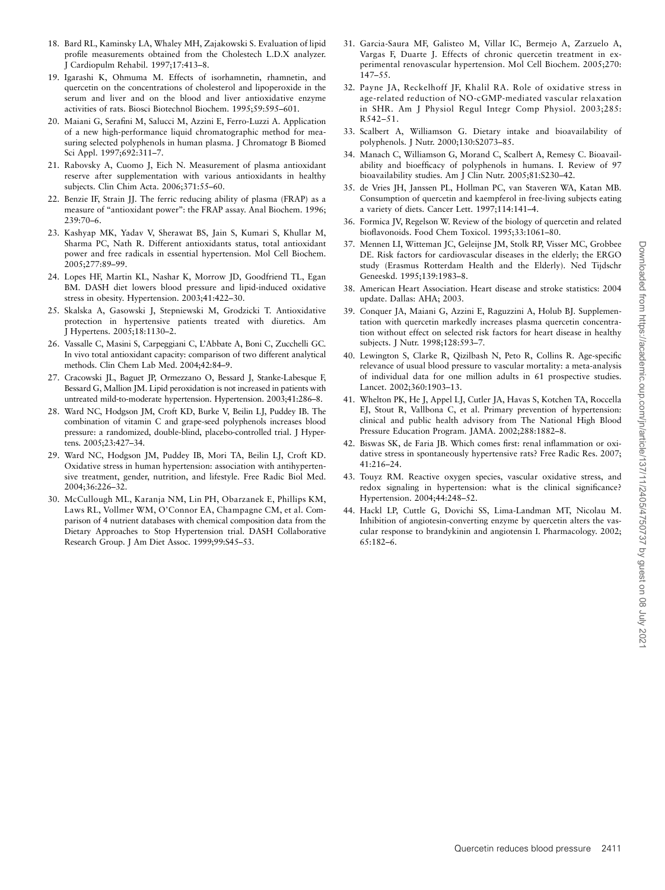18. Bard RL, Kaminsky LA, Whaley MH, Zajakowski S. Evaluation of lipid profile measurements obtained from the Cholestech L.D.X analyzer. J Cardiopulm Rehabil. 1997;17:413–8.
19. Igarashi K, Ohmuma M. Effects of isorhamnetin, rhamnetin, and quercetin on the concentrations of cholesterol and lipoperoxide in the serum and liver and on the blood and liver antioxidative enzyme activities of rats. Biosci Biotechnol Biochem. 1995;59:595–601.
20. Maiani G, Serafini M, Salucci M, Azzini E, Ferro-Luzzi A. Application of a new high-performance liquid chromatographic method for measuring selected polyphenols in human plasma. J Chromatogr B Biomed Sci Appl. 1997;692:311–7.
21. Rabovsky A, Cuomo J, Eich N. Measurement of plasma antioxidant reserve after supplementation with various antioxidants in healthy subjects. Clin Chim Acta. 2006;371:55–60.
22. Benzie IF, Strain JJ. The ferric reducing ability of plasma (FRAP) as a measure of "antioxidant power": the FRAP assay. Anal Biochem. 1996; 239:70–6.
23. Kashyap MK, Yadav V, Sherawat BS, Jain S, Kumari S, Khullar M, Sharma PC, Nath R. Different antioxidants status, total antioxidant power and free radicals in essential hypertension. Mol Cell Biochem. 2005;277:89–99.
24. Lopes HF, Martin KL, Nashar K, Morrow JD, Goodfriend TL, Egan BM. DASH diet lowers blood pressure and lipid-induced oxidative stress in obesity. Hypertension. 2003;41:422–30.
25. Skalska A, Gasowski J, Stepniewski M, Grodzicki T. Antioxidative protection in hypertensive patients treated with diuretics. Am J Hypertens. 2005;18:1130–2.
26. Vassalle C, Masini S, Carpeggiani C, L'Abbate A, Boni C, Zucchelli GC. In vivo total antioxidant capacity: comparison of two different analytical methods. Clin Chem Lab Med. 2004;42:84–9.
27. Cracowski JL, Baguet JP, Ormezzano O, Bessard J, Stanke-Labesque F, Bessard G, Mallion JM. Lipid peroxidation is not increased in patients with untreated mild-to-moderate hypertension. Hypertension. 2003;41:286–8.
28. Ward NC, Hodgson JM, Croft KD, Burke V, Beilin LJ, Puddey IB. The combination of vitamin C and grape-seed polyphenols increases blood pressure: a randomized, double-blind, placebo-controlled trial. J Hypertens. 2005;23:427–34.
29. Ward NC, Hodgson JM, Puddey IB, Mori TA, Beilin LJ, Croft KD. Oxidative stress in human hypertension: association with antihypertensive treatment, gender, nutrition, and lifestyle. Free Radic Biol Med. 2004;36:226–32.
30. McCullough ML, Karanja NM, Lin PH, Obarzanek E, Phillips KM, Laws RL, Vollmer WM, O'Connor EA, Champagne CM, et al. Comparison of 4 nutrient databases with chemical composition data from the Dietary Approaches to Stop Hypertension trial. DASH Collaborative Research Group. J Am Diet Assoc. 1999;99:S45–53.
31. Garcia-Saura MF, Galisteo M, Villar IC, Bermejo A, Zarzuelo A, Vargas F, Duarte J. Effects of chronic quercetin treatment in experimental renovascular hypertension. Mol Cell Biochem. 2005;270: 147–55.
32. Payne JA, Reckelhoff JF, Khalil RA. Role of oxidative stress in age-related reduction of NO-cGMP-mediated vascular relaxation in SHR. Am J Physiol Regul Integr Comp Physiol. 2003;285: R542–51.
33. Scalbert A, Williamson G. Dietary intake and bioavailability of polyphenols. J Nutr. 2000;130:S2073–85.
34. Manach C, Williamson G, Morand C, Scalbert A, Remesy C. Bioavailability and bioefficacy of polyphenols in humans. I. Review of 97 bioavailability studies. Am J Clin Nutr. 2005;81:S230–42.
35. de Vries JH, Janssen PL, Hollman PC, van Staveren WA, Katan MB. Consumption of quercetin and kaempferol in free-living subjects eating a variety of diets. Cancer Lett. 1997;114:141–4.
36. Formica JV, Regelson W. Review of the biology of quercetin and related bioflavonoids. Food Chem Toxicol. 1995;33:1061–80.
37. Mennen LI, Witteman JC, Geleijnse JM, Stolk RP, Visser MC, Grobbee DE. Risk factors for cardiovascular diseases in the elderly; the ERGO study (Erasmus Rotterdam Health and the Elderly). Ned Tijdschr Geneeskd. 1995;139:1983–8.
38. American Heart Association. Heart disease and stroke statistics: 2004 update. Dallas: AHA; 2003.
39. Conquer JA, Maiani G, Azzini E, Raguzzini A, Holub BJ. Supplementation with quercetin markedly increases plasma quercetin concentration without effect on selected risk factors for heart disease in healthy subjects. J Nutr. 1998;128:593–7.
40. Lewington S, Clarke R, Qizilbash N, Peto R, Collins R. Age-specific relevance of usual blood pressure to vascular mortality: a meta-analysis of individual data for one million adults in 61 prospective studies. Lancet. 2002;360:1903–13.
41. Whelton PK, He J, Appel LJ, Cutler JA, Havas S, Kotchen TA, Roccella EJ, Stout R, Vallbona C, et al. Primary prevention of hypertension: clinical and public health advisory from The National High Blood Pressure Education Program. JAMA. 2002;288:1882–8.
42. Biswas SK, de Faria JB. Which comes first: renal inflammation or oxidative stress in spontaneously hypertensive rats? Free Radic Res. 2007; 41:216–24.
43. Touyz RM. Reactive oxygen species, vascular oxidative stress, and redox signaling in hypertension: what is the clinical significance? Hypertension. 2004;44:248–52.
44. Hackl LP, Cuttle G, Dovichi SS, Lima-Landman MT, Nicolau M. Inhibition of angiotesin-converting enzyme by quercetin alters the vascular response to brandykinin and angiotensin I. Pharmacology. 2002; 65:182–6.